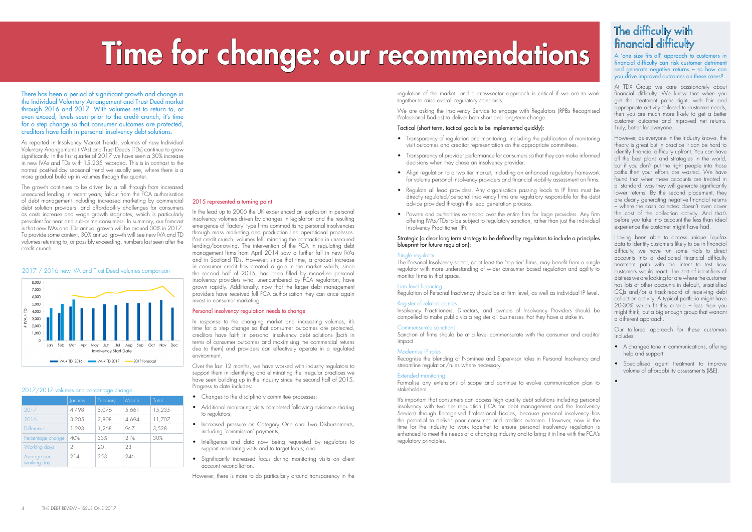# Time for change: our recommendations

There has been a period of significant growth and change in the Individual Voluntary Arrangement and Trust Deed market through 2016 and 2017. With volumes set to return to, or even exceed, levels seen prior to the credit crunch, it's time for a step change so that consumer outcomes are protected, creditors have faith in personal insolvency debt solutions.

As reported in Insolvency Market Trends, volumes of new Individual Voluntary Arrangements (IVAs) and Trust Deeds (TDs) continue to grow significantly. In the first quarter of 2017 we have seen a 30% increase in new IVAs and TDs with 15,235 recorded. This is in contrast to the normal post-holiday seasonal trend we usually see, where there is a more gradual build up in volumes through the quarter.

The growth continues to be driven by a roll through from increased unsecured lending in recent years; fallout from the FCA authorisation of debt management including increased marketing by commercial debt solution providers; and affordability challenges for consumers as costs increase and wage growth stagnates, which is particularly prevalent for near and sub-prime consumers. In summary, our forecast is that new IVAs and TDs annual growth will be around 30% in 2017. To provide some context, 30% annual growth will see new IVA and TD volumes returning to, or possibly exceeding, numbers last seen after the credit crunch.

2017 / 2016 new IVA and Trust Deed volumes comparison

8,000
7,000
6,000
5,000
4,000
3,000
2,000
1,000
0

# IVA + TD

Jan Feb Mar Apr May Jun Jul Aug Sep Oct Nov Dec

Insolvency Start Date

IVA + TD 2016 — IVA + TD 2017 — 2017 forecast

2017/2017 volumes and percentage change

| | January | February | March | Total |
|---|---|---|---|---|
| 2017 | 4,498 | 5,076 | 5,661 | 15,235 |
| 2016 | 3,205 | 3,808 | 4,694 | 11,707 |
| Difference | 1,293 | 1,268 | 967 | 3,528 |
| Percentage change | 40% | 33% | 21% | 30% |
| Working days | 21 | 20 | 23 | |
| Average per working day | 214 | 253 | 246 | |

### 2015 represented a turning point

In the lead up to 2006 the UK experienced an explosion in personal insolvency volumes driven by changes in legislation and the resulting emergence of 'factory' type firms commoditising personal insolvencies through mass marketing and production line operational processes. Post credit crunch, volumes fell, mirroring the contraction in unsecured lending/borrowing. The intervention of the FCA in regulating debt management firms from April 2014 saw a further fall in new IVAs and in Scotland TDs. However, since that time, a gradual increase in consumer credit has created a gap in the market which, since the second half of 2015, has been filled by mono-line personal insolvency providers who, unencumbered by FCA regulation, have grown rapidly. Additionally, now that the larger debt management providers have received full FCA authorisation they can once again invest in consumer marketing.

### Personal insolvency regulation needs to change

In response to the changing market and increasing volumes, it's time for a step change so that consumer outcomes are protected, creditors have faith in personal insolvency debt solutions (both in terms of consumer outcomes and maximising the commercial returns due to them) and providers can effectively operate in a regulated environment.

Over the last 12 months, we have worked with industry regulators to support them in identifying and eliminating the irregular practices we have seen building up in the industry since the second half of 2015. Progress to date includes:

- Changes to the disciplinary committee processes;
- Additional monitoring visits completed following evidence sharing to regulators;
- Increased pressure on Category One and Two Disbursements, including 'commission' payments;
- Intelligence and data now being requested by regulators to support monitoring visits and to target focus; and
- Significantly increased focus during monitoring visits on client account reconciliation.

However, there is more to do particularly around transparency in the regulation of the market, and a cross-sector approach is critical if we are to work together to raise overall regulatory standards.

We are asking the Insolvency Service to engage with Regulators (RPBs Recognised Professional Bodies) to deliver both short and long-term change.

#### Tactical (short term, tactical goals to be implemented quickly):

- Transparency of regulation and monitoring, including the publication of monitoring visit outcomes and creditor representation on the appropriate committees.
- Transparency of provider performance for consumers so that they can make informed decisions when they chose an insolvency provider.
- Align regulation to a two tier market, including an enhanced regulatory framework for volume personal insolvency providers and financial viability assessment on firms.
- Regulate all lead providers. Any organisation passing leads to IP firms must be directly regulated/personal insolvency firms are regulatory responsible for the debt advice provided through the lead generation process.
- Powers and authorities extended over the entire firm for large providers. Any firm offering IVAs/TDs to be subject to regulatory sanction, rather than just the individual Insolvency Practitioner (IP).

#### Strategic (a clear long term strategy to be defined by regulators to include a principles blueprint for future regulation):

Single regulator
The Personal Insolvency sector, or at least the 'top tier' firms, may benefit from a single regulator with more understanding of wider consumer based regulation and agility to monitor firms in that space.

Firm level licencing
Regulation of Personal Insolvency should be at firm level, as well as individual IP level.

Register of related parties
Insolvency Practitioners, Directors, and owners of Insolvency Providers should be compelled to make public via a register all businesses that they have a stake in.

Commensurate sanctions
Sanction of firms should be at a level commensurate with the consumer and creditor impact.

Modernise IP roles
Recognise the blending of Nominee and Supervisor roles in Personal Insolvency and streamline regulation/rules where necessary.

Extended monitoring
Formalise any extensions of scope and continue to evolve communication plan to stakeholders.

It's important that consumers can access high quality debt solutions including personal insolvency with two tier regulation (FCA for debt management and the Insolvency Service) through Recognised Professional Bodies, because personal insolvency has the potential to deliver poor consumer and creditor outcome. However, now is the time for the industry to work together to ensure personal insolvency regulation is enhanced to meet the needs of a changing industry and to bring it in line with the FCA's regulatory principles.

## The difficulty with financial difficulty

A 'one size fits all' approach to customers in financial difficulty can risk customer detriment and generate negative returns – so how can you drive improved outcomes on these cases?

At TDX Group we care passionately about financial difficulty. We know that when you get the treatment paths right, with fair and appropriate activity tailored to customer needs, then you are much more likely to get a better customer outcome and improved net returns. Truly, better for everyone.

However, as everyone in the industry knows, the theory is great but in practice it can be hard to identify financial difficulty upfront. You can have all the best plans and strategies in the world, but if you don't put the right people into those paths then your efforts are wasted. We have found that when these accounts are treated in a 'standard' way they will generate significantly lower returns. By the second placement, they are clearly generating negative financial returns – where the cash collected doesn't even cover the cost of the collection activity. And that's before you take into account the less than ideal experience the customer might have had.

Having been able to access unique Equifax data to identify customers likely to be in financial difficulty, we have run some trials to direct accounts into a dedicated financial difficulty treatment path with the intent to test how customers would react. The sort of identifiers of distress we are looking for are where the customer has lots of other accounts in default, unsatisfied CCJs and/or a track-record of receiving debt collection activity. A typical portfolio might have 20-30% which fit this criteria – less than you might think, but a big enough group that warrant a different approach.

Our tailored approach for these customers includes:

- A changed tone in communications, offering help and support.
- Specialised agent treatment to improve volume of affordability assessments (I&E).
-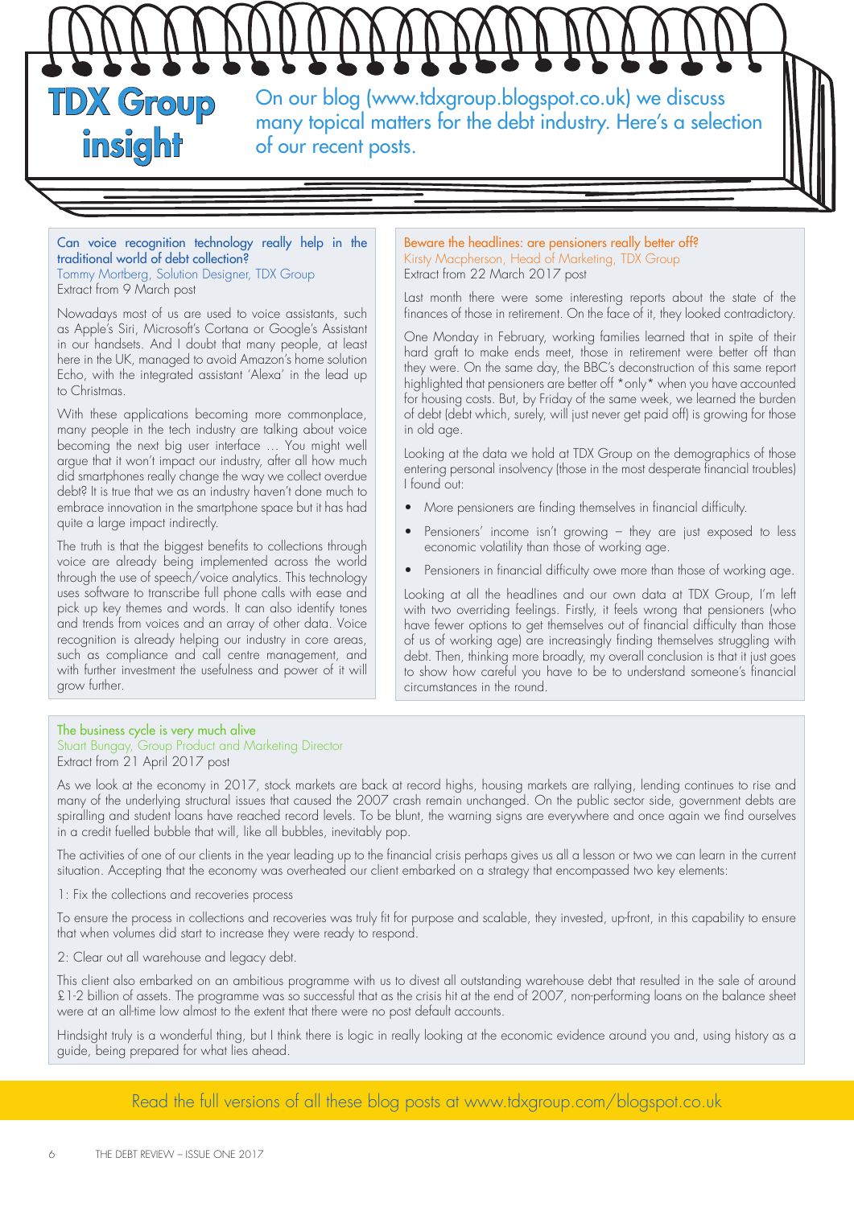# TDX Group insight

On our blog (www.tdxgroup.blogspot.co.uk) we discuss many topical matters for the debt industry. Here's a selection of our recent posts.

## Can voice recognition technology really help in the traditional world of debt collection?

Tommy Mortberg, Solution Designer, TDX Group

Extract from 9 March post

Nowadays most of us are used to voice assistants, such as Apple's Siri, Microsoft's Cortana or Google's Assistant in our handsets. And I doubt that many people, at least here in the UK, managed to avoid Amazon's home solution Echo, with the integrated assistant 'Alexa' in the lead up to Christmas.

With these applications becoming more commonplace, many people in the tech industry are talking about voice becoming the next big user interface … You might well argue that it won't impact our industry, after all how much did smartphones really change the way we collect overdue debt? It is true that we as an industry haven't done much to embrace innovation in the smartphone space but it has had quite a large impact indirectly.

The truth is that the biggest benefits to collections through voice are already being implemented across the world through the use of speech/voice analytics. This technology uses software to transcribe full phone calls with ease and pick up key themes and words. It can also identify tones and trends from voices and an array of other data. Voice recognition is already helping our industry in core areas, such as compliance and call centre management, and with further investment the usefulness and power of it will grow further.

## Beware the headlines: are pensioners really better off?

Kirsty Macpherson, Head of Marketing, TDX Group

Extract from 22 March 2017 post

Last month there were some interesting reports about the state of the finances of those in retirement. On the face of it, they looked contradictory.

One Monday in February, working families learned that in spite of their hard graft to make ends meet, those in retirement were better off than they were. On the same day, the BBC's deconstruction of this same report highlighted that pensioners are better off *only* when you have accounted for housing costs. But, by Friday of the same week, we learned the burden of debt (debt which, surely, will just never get paid off) is growing for those in old age.

Looking at the data we hold at TDX Group on the demographics of those entering personal insolvency (those in the most desperate financial troubles) I found out:

- More pensioners are finding themselves in financial difficulty.
- Pensioners' income isn't growing – they are just exposed to less economic volatility than those of working age.
- Pensioners in financial difficulty owe more than those of working age.

Looking at all the headlines and our own data at TDX Group, I'm left with two overriding feelings. Firstly, it feels wrong that pensioners (who have fewer options to get themselves out of financial difficulty than those of us of working age) are increasingly finding themselves struggling with debt. Then, thinking more broadly, my overall conclusion is that it just goes to show how careful you have to be to understand someone's financial circumstances in the round.

## The business cycle is very much alive

Stuart Bungay, Group Product and Marketing Director

Extract from 21 April 2017 post

As we look at the economy in 2017, stock markets are back at record highs, housing markets are rallying, lending continues to rise and many of the underlying structural issues that caused the 2007 crash remain unchanged. On the public sector side, government debts are spiralling and student loans have reached record levels. To be blunt, the warning signs are everywhere and once again we find ourselves in a credit fuelled bubble that will, like all bubbles, inevitably pop.

The activities of one of our clients in the year leading up to the financial crisis perhaps gives us all a lesson or two we can learn in the current situation. Accepting that the economy was overheated our client embarked on a strategy that encompassed two key elements:

1: Fix the collections and recoveries process

To ensure the process in collections and recoveries was truly fit for purpose and scalable, they invested, up-front, in this capability to ensure that when volumes did start to increase they were ready to respond.

2: Clear out all warehouse and legacy debt.

This client also embarked on an ambitious programme with us to divest all outstanding warehouse debt that resulted in the sale of around £1-2 billion of assets. The programme was so successful that as the crisis hit at the end of 2007, non-performing loans on the balance sheet were at an all-time low almost to the extent that there were no post default accounts.

Hindsight truly is a wonderful thing, but I think there is logic in really looking at the economic evidence around you and, using history as a guide, being prepared for what lies ahead.

Read the full versions of all these blog posts at www.tdxgroup.com/blogspot.co.uk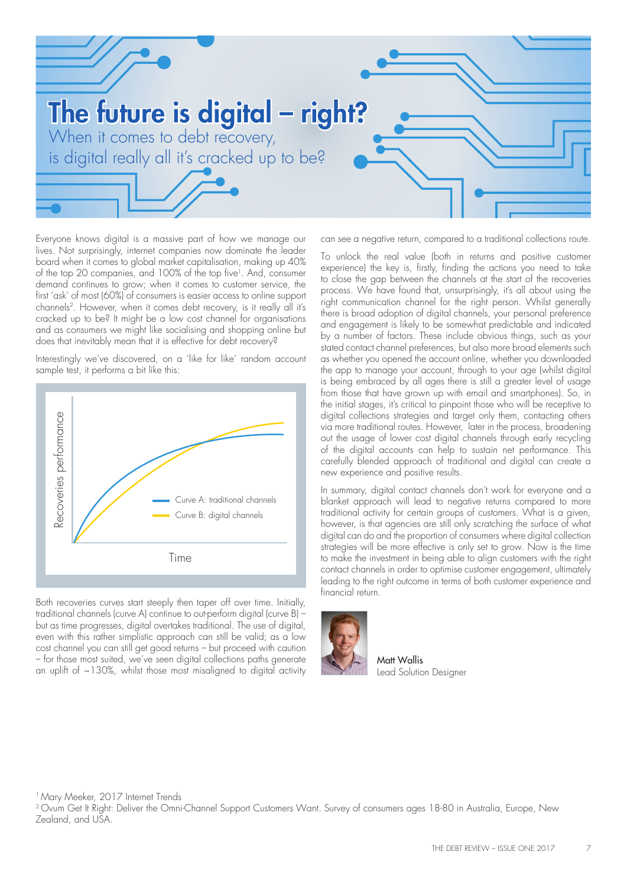# The future is digital – right?

## When it comes to debt recovery, is digital really all it's cracked up to be?

Everyone knows digital is a massive part of how we manage our lives. Not surprisingly, internet companies now dominate the leader board when it comes to global market capitalisation, making up 40% of the top 20 companies, and 100% of the top five[1]. And, consumer demand continues to grow; when it comes to customer service, the first 'ask' of most (60%) of consumers is easier access to online support channels[2]. However, when it comes debt recovery, is it really all it's cracked up to be? It might be a low cost channel for organisations and as consumers we might like socialising and shopping online but does that inevitably mean that it is effective for debt recovery?

Interestingly we've discovered, on a 'like for like' random account sample test, it performs a bit like this:

Recoveries performance

Curve A: traditional channels

Curve B: digital channels

Time

Both recoveries curves start steeply then taper off over time. Initially, traditional channels (curve A) continue to out-perform digital (curve B) – but as time progresses, digital overtakes traditional. The use of digital, even with this rather simplistic approach can still be valid; as a low cost channel you can still get good returns – but proceed with caution – for those most suited, we've seen digital collections paths generate an uplift of ~130%, whilst those most misaligned to digital activity can see a negative return, compared to a traditional collections route.

To unlock the real value (both in returns and positive customer experience) the key is, firstly, finding the actions you need to take to close the gap between the channels at the start of the recoveries process. We have found that, unsurprisingly, it's all about using the right communication channel for the right person. Whilst generally there is broad adoption of digital channels, your personal preference and engagement is likely to be somewhat predictable and indicated by a number of factors. These include obvious things, such as your stated contact channel preferences, but also more broad elements such as whether you opened the account online, whether you downloaded the app to manage your account, through to your age (whilst digital is being embraced by all ages there is still a greater level of usage from those that have grown up with email and smartphones). So, in the initial stages, it's critical to pinpoint those who will be receptive to digital collections strategies and target only them, contacting others via more traditional routes. However, later in the process, broadening out the usage of lower cost digital channels through early recycling of the digital accounts can help to sustain net performance. This carefully blended approach of traditional and digital can create a new experience and positive results.

In summary, digital contact channels don't work for everyone and a blanket approach will lead to negative returns compared to more traditional activity for certain groups of customers. What is a given, however, is that agencies are still only scratching the surface of what digital can do and the proportion of consumers where digital collection strategies will be more effective is only set to grow. Now is the time to make the investment in being able to align customers with the right contact channels in order to optimise customer engagement, ultimately leading to the right outcome in terms of both customer experience and financial return.

Matt Wallis
Lead Solution Designer

[1] Mary Meeker, 2017 Internet Trends

[2] Ovum Get It Right: Deliver the Omni-Channel Support Customers Want. Survey of consumers ages 18-80 in Australia, Europe, New Zealand, and USA.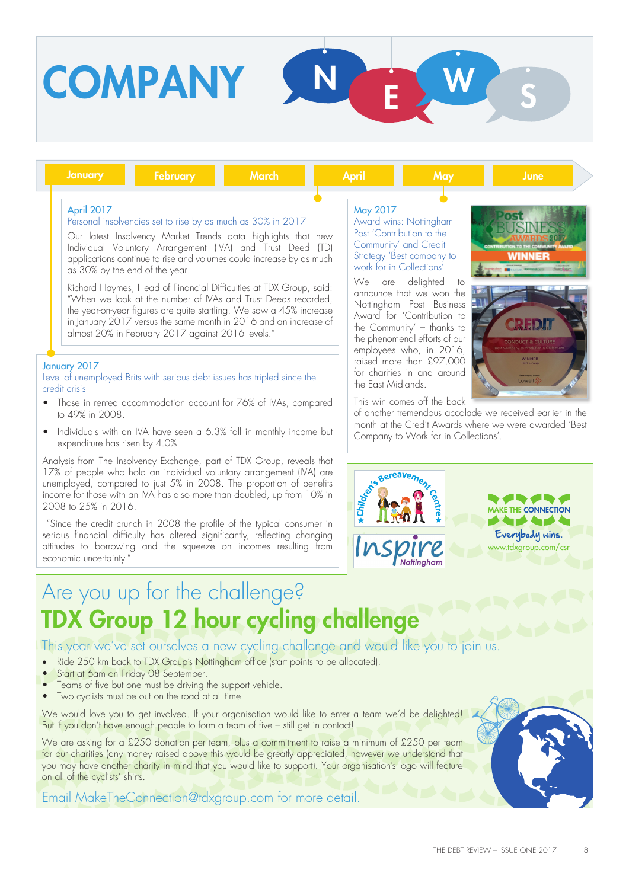# COMPANY NEWS

January | February | March | April | May | June

## April 2017

### Personal insolvencies set to rise by as much as 30% in 2017

Our latest Insolvency Market Trends data highlights that new Individual Voluntary Arrangement (IVA) and Trust Deed (TD) applications continue to rise and volumes could increase by as much as 30% by the end of the year.

Richard Haymes, Head of Financial Difficulties at TDX Group, said: "When we look at the number of IVAs and Trust Deeds recorded, the year-on-year figures are quite startling. We saw a 45% increase in January 2017 versus the same month in 2016 and an increase of almost 20% in February 2017 against 2016 levels."

## January 2017

### Level of unemployed Brits with serious debt issues has tripled since the credit crisis

- Those in rented accommodation account for 76% of IVAs, compared to 49% in 2008.
- Individuals with an IVA have seen a 6.3% fall in monthly income but expenditure has risen by 4.0%.

Analysis from The Insolvency Exchange, part of TDX Group, reveals that 17% of people who hold an individual voluntary arrangement (IVA) are unemployed, compared to just 5% in 2008. The proportion of benefits income for those with an IVA has also more than doubled, up from 10% in 2008 to 25% in 2016.

"Since the credit crunch in 2008 the profile of the typical consumer in serious financial difficulty has altered significantly, reflecting changing attitudes to borrowing and the squeeze on incomes resulting from economic uncertainty."

## May 2017

### Award wins: Nottingham Post 'Contribution to the Community' and Credit Strategy 'Best company to work for in Collections'

We are delighted to announce that we won the Nottingham Post Business Award for 'Contribution to the Community' – thanks to the phenomenal efforts of our employees who, in 2016, raised more than £97,000 for charities in and around the East Midlands.

This win comes off the back of another tremendous accolade we received earlier in the month at the Credit Awards where we were awarded 'Best Company to Work for in Collections'.

Children's Bereavement Centre

Inspire Nottingham

MAKE THE CONNECTION
Everybody wins.
www.tdxgroup.com/csr

# Are you up for the challenge?

## TDX Group 12 hour cycling challenge

This year we've set ourselves a new cycling challenge and would like you to join us.

- Ride 250 km back to TDX Group's Nottingham office (start points to be allocated).
- Start at 6am on Friday 08 September.
- Teams of five but one must be driving the support vehicle.
- Two cyclists must be out on the road at all time.

We would love you to get involved. If your organisation would like to enter a team we'd be delighted! But if you don't have enough people to form a team of five – still get in contact!

We are asking for a £250 donation per team, plus a commitment to raise a minimum of £250 per team for our charities (any money raised above this would be greatly appreciated, however we understand that you may have another charity in mind that you would like to support). Your organisation's logo will feature on all of the cyclists' shirts.

Email MakeTheConnection@tdxgroup.com for more detail.